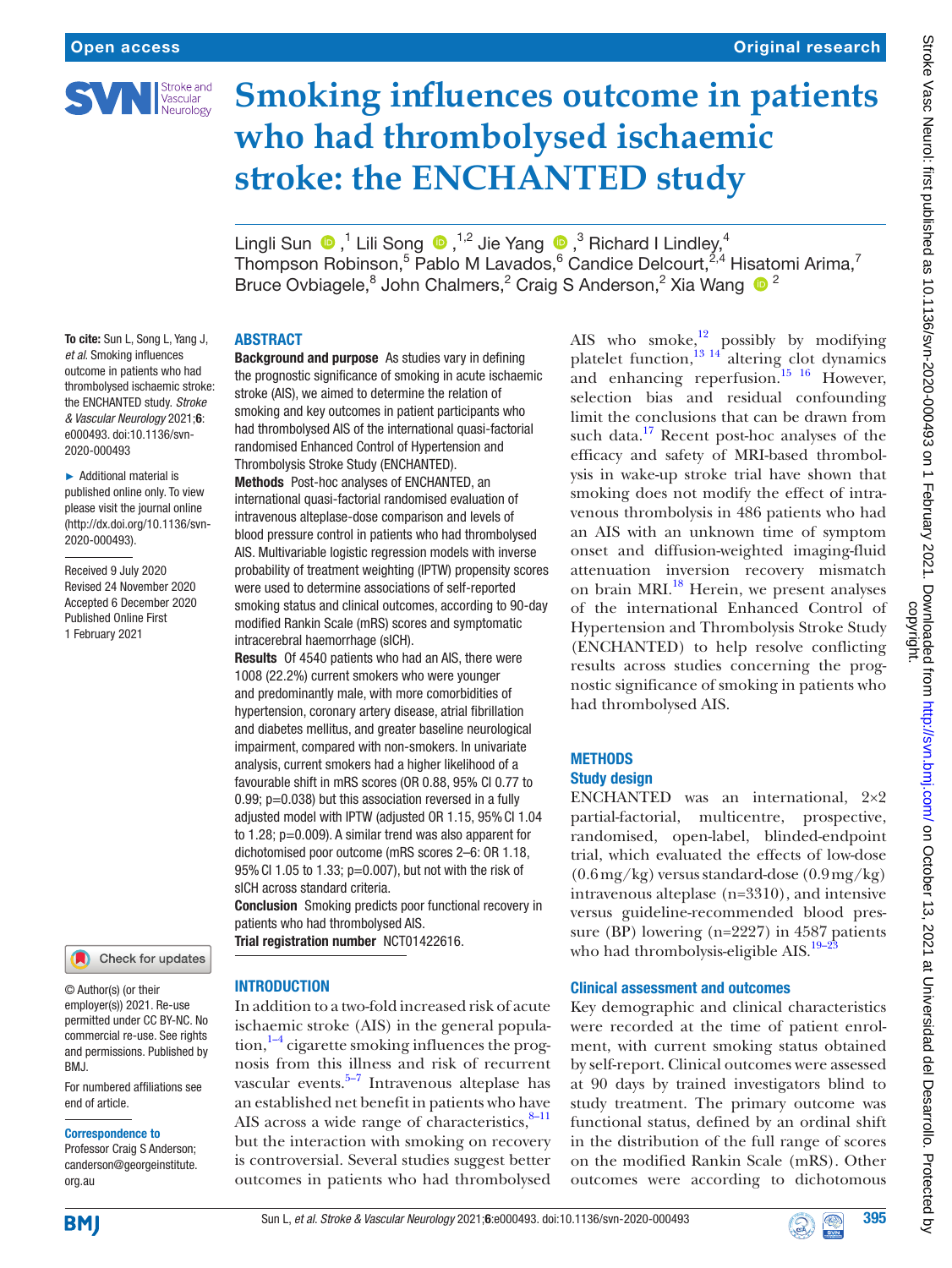# Smoking influences outcome in patients who had thrombolysed ischaemic stroke: the ENCHANTED study

Lingli Sun,[1] Lili Song,[1,2] Jie Yang,[3] Richard I Lindley,[4] Thompson Robinson,[5] Pablo M Lavados,[6] Candice Delcourt,[2,4] Hisatomi Arima,[7] Bruce Ovbiagele,[8] John Chalmers,[2] Craig S Anderson,[2] Xia Wang[2]

**To cite:** Sun L, Song L, Yang J, *et al.* Smoking influences outcome in patients who had thrombolysed ischaemic stroke: the ENCHANTED study. *Stroke & Vascular Neurology* 2021;**6**: e000493. doi:10.1136/svn-2020-000493

► Additional material is published online only. To view please visit the journal online (http://dx.doi.org/10.1136/svn-2020-000493).

Received 9 July 2020
Revised 24 November 2020
Accepted 6 December 2020
Published Online First 1 February 2021

© Author(s) (or their employer(s)) 2021. Re-use permitted under CC BY-NC. No commercial re-use. See rights and permissions. Published by BMJ.

For numbered affiliations see end of article.

**Correspondence to**
Professor Craig S Anderson; canderson@georgeinstitute.org.au

## ABSTRACT

**Background and purpose** As studies vary in defining the prognostic significance of smoking in acute ischaemic stroke (AIS), we aimed to determine the relation of smoking and key outcomes in patient participants who had thrombolysed AIS of the international quasi-factorial randomised Enhanced Control of Hypertension and Thrombolysis Stroke Study (ENCHANTED).

**Methods** Post-hoc analyses of ENCHANTED, an international quasi-factorial randomised evaluation of intravenous alteplase-dose comparison and levels of blood pressure control in patients who had thrombolysed AIS. Multivariable logistic regression models with inverse probability of treatment weighting (IPTW) propensity scores were used to determine associations of self-reported smoking status and clinical outcomes, according to 90-day modified Rankin Scale (mRS) scores and symptomatic intracerebral haemorrhage (sICH).

**Results** Of 4540 patients who had an AIS, there were 1008 (22.2%) current smokers who were younger and predominantly male, with more comorbidities of hypertension, coronary artery disease, atrial fibrillation and diabetes mellitus, and greater baseline neurological impairment, compared with non-smokers. In univariate analysis, current smokers had a higher likelihood of a favourable shift in mRS scores (OR 0.88, 95% CI 0.77 to 0.99; p=0.038) but this association reversed in a fully adjusted model with IPTW (adjusted OR 1.15, 95% CI 1.04 to 1.28; p=0.009). A similar trend was also apparent for dichotomised poor outcome (mRS scores 2–6: OR 1.18, 95% CI 1.05 to 1.33; p=0.007), but not with the risk of sICH across standard criteria.

**Conclusion** Smoking predicts poor functional recovery in patients who had thrombolysed AIS.

**Trial registration number** NCT01422616.

## INTRODUCTION

In addition to a two-fold increased risk of acute ischaemic stroke (AIS) in the general population,[1–4] cigarette smoking influences the prognosis from this illness and risk of recurrent vascular events.[5–7] Intravenous alteplase has an established net benefit in patients who have AIS across a wide range of characteristics,[8–11] but the interaction with smoking on recovery is controversial. Several studies suggest better outcomes in patients who had thrombolysed AIS who smoke,[12] possibly by modifying platelet function,[13 14] altering clot dynamics and enhancing reperfusion.[15 16] However, selection bias and residual confounding limit the conclusions that can be drawn from such data.[17] Recent post-hoc analyses of the efficacy and safety of MRI-based thrombolysis in wake-up stroke trial have shown that smoking does not modify the effect of intravenous thrombolysis in 486 patients who had an AIS with an unknown time of symptom onset and diffusion-weighted imaging-fluid attenuation inversion recovery mismatch on brain MRI.[18] Herein, we present analyses of the international Enhanced Control of Hypertension and Thrombolysis Stroke Study (ENCHANTED) to help resolve conflicting results across studies concerning the prognostic significance of smoking in patients who had thrombolysed AIS.

## METHODS

### Study design

ENCHANTED was an international, 2×2 partial-factorial, multicentre, prospective, randomised, open-label, blinded-endpoint trial, which evaluated the effects of low-dose (0.6 mg/kg) versus standard-dose (0.9 mg/kg) intravenous alteplase (n=3310), and intensive versus guideline-recommended blood pressure (BP) lowering (n=2227) in 4587 patients who had thrombolysis-eligible AIS.[19–23]

### Clinical assessment and outcomes

Key demographic and clinical characteristics were recorded at the time of patient enrolment, with current smoking status obtained by self-report. Clinical outcomes were assessed at 90 days by trained investigators blind to study treatment. The primary outcome was functional status, defined by an ordinal shift in the distribution of the full range of scores on the modified Rankin Scale (mRS). Other outcomes were according to dichotomous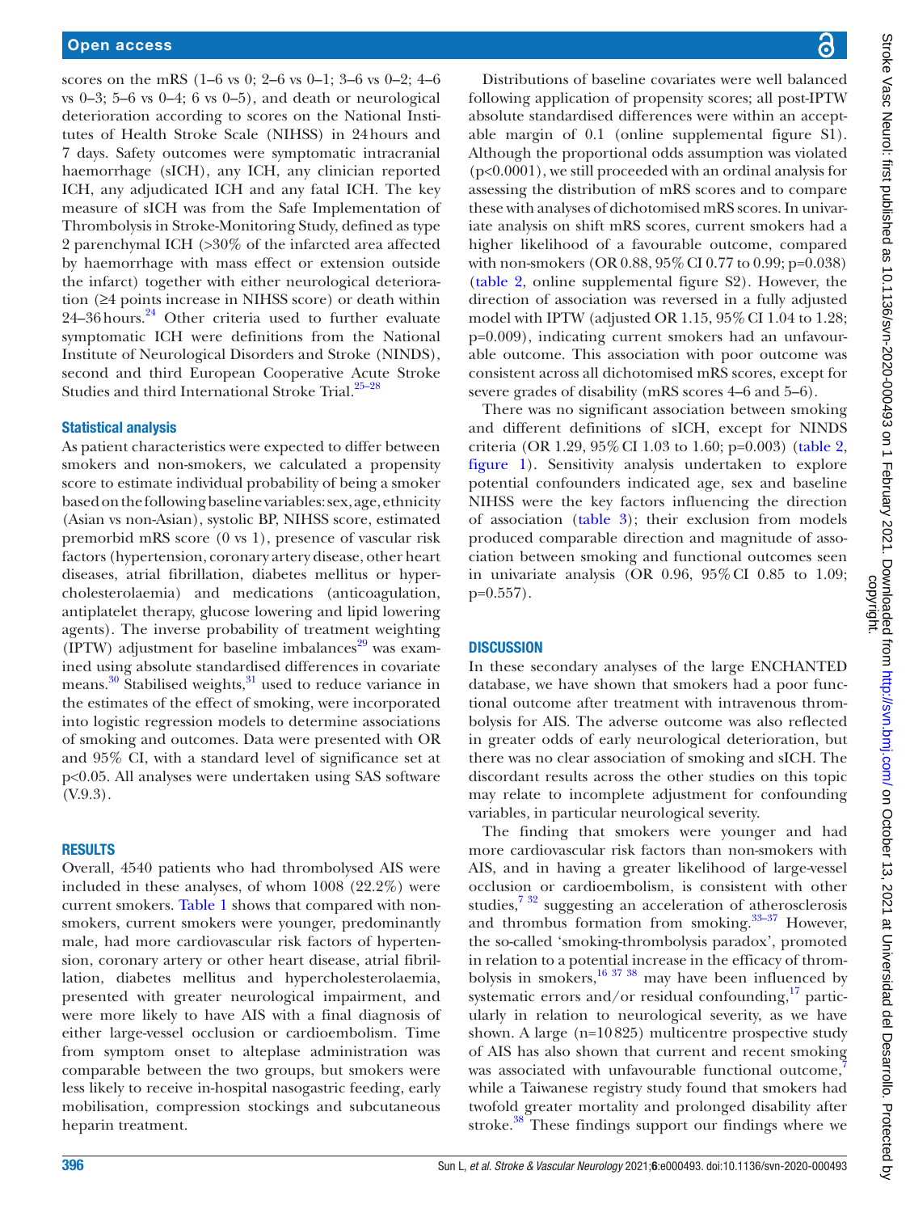scores on the mRS (1–6 vs 0; 2–6 vs 0–1; 3–6 vs 0–2; 4–6 vs 0–3; 5–6 vs 0–4; 6 vs 0–5), and death or neurological deterioration according to scores on the National Institutes of Health Stroke Scale (NIHSS) in 24 hours and 7 days. Safety outcomes were symptomatic intracranial haemorrhage (sICH), any ICH, any clinician reported ICH, any adjudicated ICH and any fatal ICH. The key measure of sICH was from the Safe Implementation of Thrombolysis in Stroke-Monitoring Study, defined as type 2 parenchymal ICH (>30% of the infarcted area affected by haemorrhage with mass effect or extension outside the infarct) together with either neurological deterioration (≥4 points increase in NIHSS score) or death within 24–36 hours.[24] Other criteria used to further evaluate symptomatic ICH were definitions from the National Institute of Neurological Disorders and Stroke (NINDS), second and third European Cooperative Acute Stroke Studies and third International Stroke Trial.[25–28]

### Statistical analysis

As patient characteristics were expected to differ between smokers and non-smokers, we calculated a propensity score to estimate individual probability of being a smoker based on the following baseline variables: sex, age, ethnicity (Asian vs non-Asian), systolic BP, NIHSS score, estimated premorbid mRS score (0 vs 1), presence of vascular risk factors (hypertension, coronary artery disease, other heart diseases, atrial fibrillation, diabetes mellitus or hypercholesterolaemia) and medications (anticoagulation, antiplatelet therapy, glucose lowering and lipid lowering agents). The inverse probability of treatment weighting (IPTW) adjustment for baseline imbalances[29] was examined using absolute standardised differences in covariate means.[30] Stabilised weights,[31] used to reduce variance in the estimates of the effect of smoking, were incorporated into logistic regression models to determine associations of smoking and outcomes. Data were presented with OR and 95% CI, with a standard level of significance set at $p<0.05$. All analyses were undertaken using SAS software (V.9.3).

## RESULTS

Overall, 4540 patients who had thrombolysed AIS were included in these analyses, of whom 1008 (22.2%) were current smokers. Table 1 shows that compared with non-smokers, current smokers were younger, predominantly male, had more cardiovascular risk factors of hypertension, coronary artery or other heart disease, atrial fibrillation, diabetes mellitus and hypercholesterolaemia, presented with greater neurological impairment, and were more likely to have AIS with a final diagnosis of either large-vessel occlusion or cardioembolism. Time from symptom onset to alteplase administration was comparable between the two groups, but smokers were less likely to receive in-hospital nasogastric feeding, early mobilisation, compression stockings and subcutaneous heparin treatment.

Distributions of baseline covariates were well balanced following application of propensity scores; all post-IPTW absolute standardised differences were within an acceptable margin of 0.1 (online supplemental figure S1). Although the proportional odds assumption was violated ($p<0.0001$), we still proceeded with an ordinal analysis for assessing the distribution of mRS scores and to compare these with analyses of dichotomised mRS scores. In univariate analysis on shift mRS scores, current smokers had a higher likelihood of a favourable outcome, compared with non-smokers (OR 0.88, 95% CI 0.77 to 0.99; p=0.038) (table 2, online supplemental figure S2). However, the direction of association was reversed in a fully adjusted model with IPTW (adjusted OR 1.15, 95% CI 1.04 to 1.28; p=0.009), indicating current smokers had an unfavourable outcome. This association with poor outcome was consistent across all dichotomised mRS scores, except for severe grades of disability (mRS scores 4–6 and 5–6).

There was no significant association between smoking and different definitions of sICH, except for NINDS criteria (OR 1.29, 95% CI 1.03 to 1.60; p=0.003) (table 2, figure 1). Sensitivity analysis undertaken to explore potential confounders indicated age, sex and baseline NIHSS were the key factors influencing the direction of association (table 3); their exclusion from models produced comparable direction and magnitude of association between smoking and functional outcomes seen in univariate analysis (OR 0.96, 95% CI 0.85 to 1.09; p=0.557).

## DISCUSSION

In these secondary analyses of the large ENCHANTED database, we have shown that smokers had a poor functional outcome after treatment with intravenous thrombolysis for AIS. The adverse outcome was also reflected in greater odds of early neurological deterioration, but there was no clear association of smoking and sICH. The discordant results across the other studies on this topic may relate to incomplete adjustment for confounding variables, in particular neurological severity.

The finding that smokers were younger and had more cardiovascular risk factors than non-smokers with AIS, and in having a greater likelihood of large-vessel occlusion or cardioembolism, is consistent with other studies,[7,32] suggesting an acceleration of atherosclerosis and thrombus formation from smoking.[33–37] However, the so-called 'smoking-thrombolysis paradox', promoted in relation to a potential increase in the efficacy of thrombolysis in smokers,[16,37,38] may have been influenced by systematic errors and/or residual confounding,[17] particularly in relation to neurological severity, as we have shown. A large (n=10825) multicentre prospective study of AIS has also shown that current and recent smoking was associated with unfavourable functional outcome,[7] while a Taiwanese registry study found that smokers had twofold greater mortality and prolonged disability after stroke.[38] These findings support our findings where we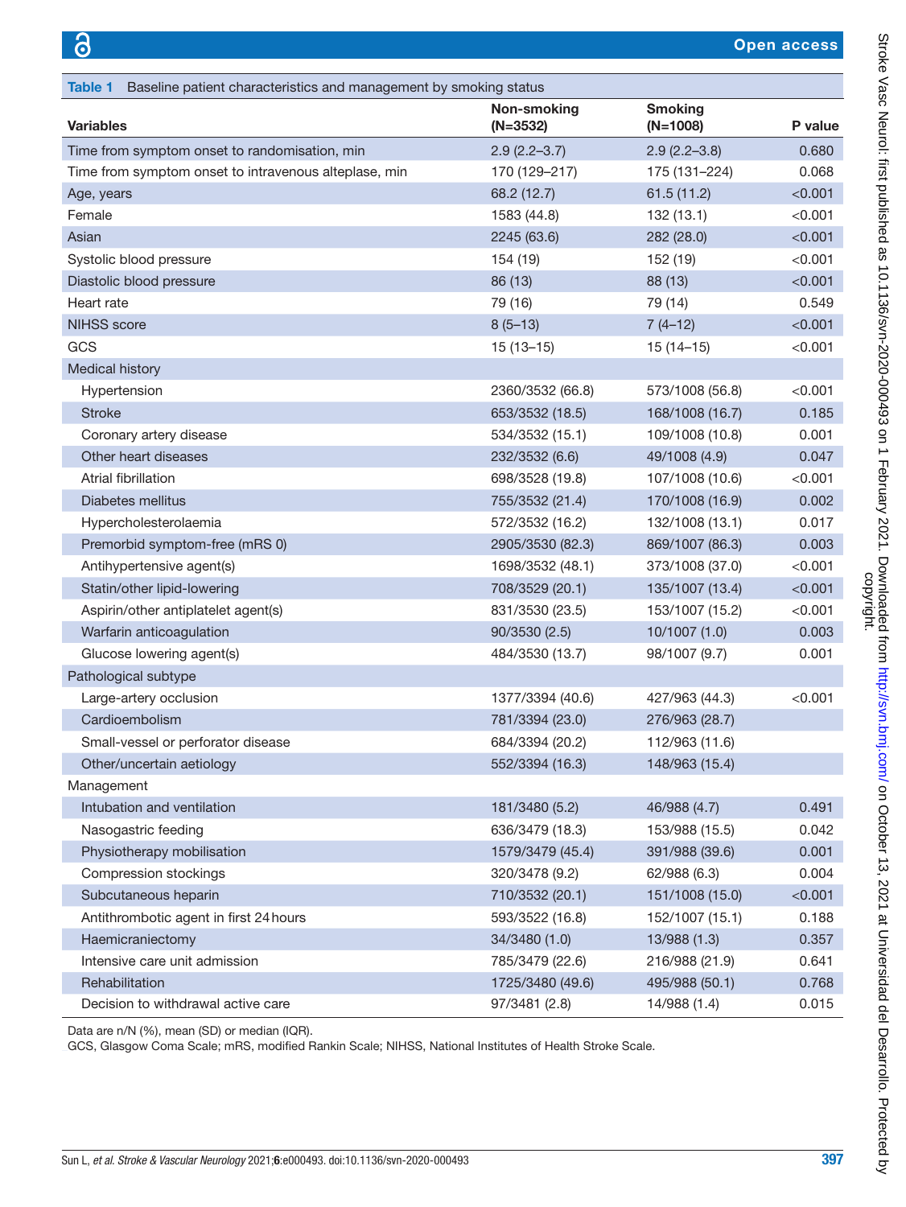**Table 1** Baseline patient characteristics and management by smoking status

| Variables | Non-smoking (N=3532) | Smoking (N=1008) | P value |
|---|---|---|---|
| Time from symptom onset to randomisation, min | 2.9 (2.2–3.7) | 2.9 (2.2–3.8) | 0.680 |
| Time from symptom onset to intravenous alteplase, min | 170 (129–217) | 175 (131–224) | 0.068 |
| Age, years | 68.2 (12.7) | 61.5 (11.2) | <0.001 |
| Female | 1583 (44.8) | 132 (13.1) | <0.001 |
| Asian | 2245 (63.6) | 282 (28.0) | <0.001 |
| Systolic blood pressure | 154 (19) | 152 (19) | <0.001 |
| Diastolic blood pressure | 86 (13) | 88 (13) | <0.001 |
| Heart rate | 79 (16) | 79 (14) | 0.549 |
| NIHSS score | 8 (5–13) | 7 (4–12) | <0.001 |
| GCS | 15 (13–15) | 15 (14–15) | <0.001 |
| Medical history | | | |
| Hypertension | 2360/3532 (66.8) | 573/1008 (56.8) | <0.001 |
| Stroke | 653/3532 (18.5) | 168/1008 (16.7) | 0.185 |
| Coronary artery disease | 534/3532 (15.1) | 109/1008 (10.8) | 0.001 |
| Other heart diseases | 232/3532 (6.6) | 49/1008 (4.9) | 0.047 |
| Atrial fibrillation | 698/3528 (19.8) | 107/1008 (10.6) | <0.001 |
| Diabetes mellitus | 755/3532 (21.4) | 170/1008 (16.9) | 0.002 |
| Hypercholesterolaemia | 572/3532 (16.2) | 132/1008 (13.1) | 0.017 |
| Premorbid symptom-free (mRS 0) | 2905/3530 (82.3) | 869/1007 (86.3) | 0.003 |
| Antihypertensive agent(s) | 1698/3532 (48.1) | 373/1008 (37.0) | <0.001 |
| Statin/other lipid-lowering | 708/3529 (20.1) | 135/1007 (13.4) | <0.001 |
| Aspirin/other antiplatelet agent(s) | 831/3530 (23.5) | 153/1007 (15.2) | <0.001 |
| Warfarin anticoagulation | 90/3530 (2.5) | 10/1007 (1.0) | 0.003 |
| Glucose lowering agent(s) | 484/3530 (13.7) | 98/1007 (9.7) | 0.001 |
| Pathological subtype | | | |
| Large-artery occlusion | 1377/3394 (40.6) | 427/963 (44.3) | <0.001 |
| Cardioembolism | 781/3394 (23.0) | 276/963 (28.7) | |
| Small-vessel or perforator disease | 684/3394 (20.2) | 112/963 (11.6) | |
| Other/uncertain aetiology | 552/3394 (16.3) | 148/963 (15.4) | |
| Management | | | |
| Intubation and ventilation | 181/3480 (5.2) | 46/988 (4.7) | 0.491 |
| Nasogastric feeding | 636/3479 (18.3) | 153/988 (15.5) | 0.042 |
| Physiotherapy mobilisation | 1579/3479 (45.4) | 391/988 (39.6) | 0.001 |
| Compression stockings | 320/3478 (9.2) | 62/988 (6.3) | 0.004 |
| Subcutaneous heparin | 710/3532 (20.1) | 151/1008 (15.0) | <0.001 |
| Antithrombotic agent in first 24 hours | 593/3522 (16.8) | 152/1007 (15.1) | 0.188 |
| Haemicraniectomy | 34/3480 (1.0) | 13/988 (1.3) | 0.357 |
| Intensive care unit admission | 785/3479 (22.6) | 216/988 (21.9) | 0.641 |
| Rehabilitation | 1725/3480 (49.6) | 495/988 (50.1) | 0.768 |
| Decision to withdrawal active care | 97/3481 (2.8) | 14/988 (1.4) | 0.015 |

Data are n/N (%), mean (SD) or median (IQR).
GCS, Glasgow Coma Scale; mRS, modified Rankin Scale; NIHSS, National Institutes of Health Stroke Scale.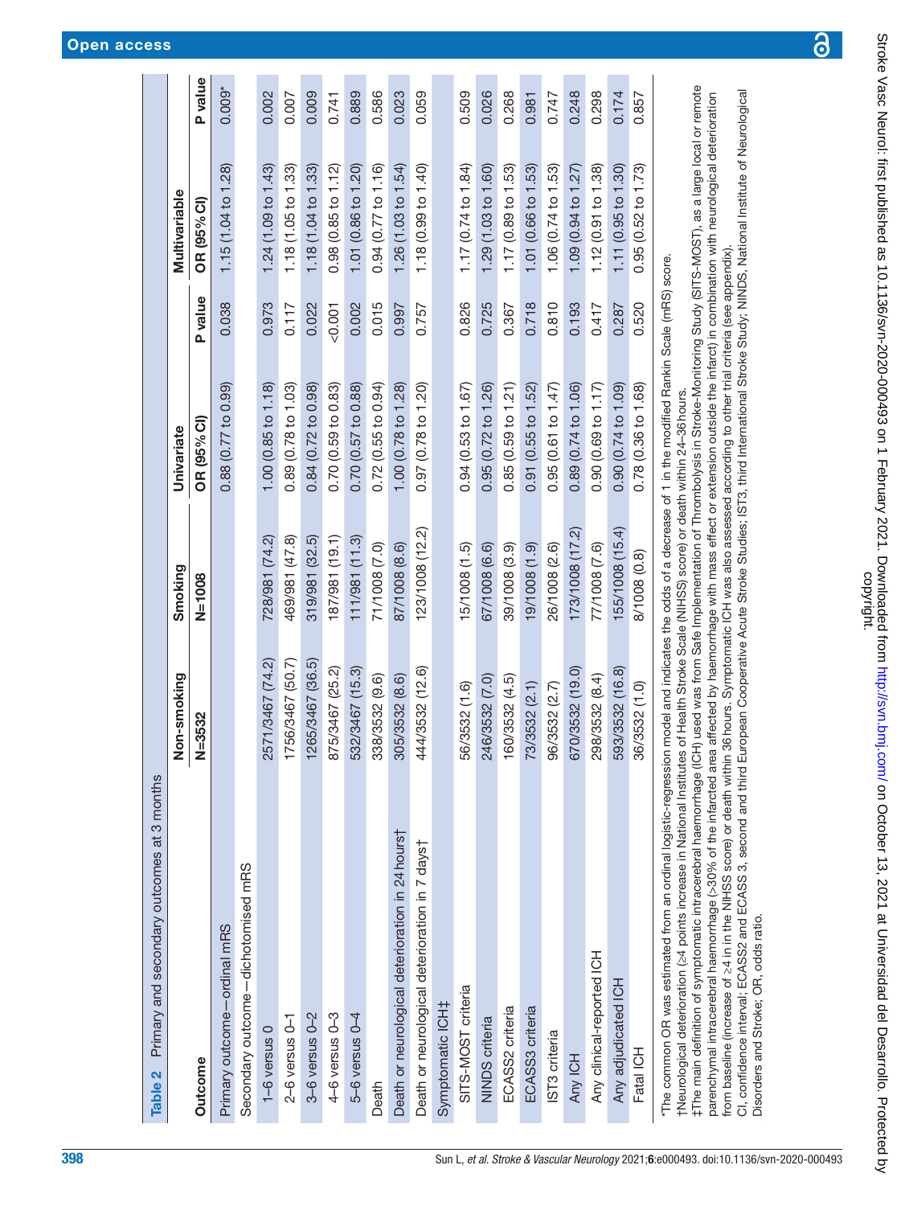**Table 2** Primary and secondary outcomes at 3 months

| Outcome | Non-smoking | Smoking | Univariate | | Multivariable | |
|---|---|---|---|---|---|---|
| | N=3532 | N=1008 | OR (95% CI) | P value | OR (95% CI) | P value |
| Primary outcome—ordinal mRS | | | 0.88 (0.77 to 0.99) | 0.038 | 1.15 (1.04 to 1.28) | 0.009* |
| Secondary outcome—dichotomised mRS | | | | | | |
| 1–6 versus 0 | 2571/3467 (74.2) | 728/981 (74.2) | 1.00 (0.85 to 1.18) | 0.973 | 1.24 (1.09 to 1.43) | 0.002 |
| 2–6 versus 0–1 | 1756/3467 (50.7) | 469/981 (47.8) | 0.89 (0.78 to 1.03) | 0.117 | 1.18 (1.05 to 1.33) | 0.007 |
| 3–6 versus 0–2 | 1265/3467 (36.5) | 319/981 (32.5) | 0.84 (0.72 to 0.98) | 0.022 | 1.18 (1.04 to 1.33) | 0.009 |
| 4–6 versus 0–3 | 875/3467 (25.2) | 187/981 (19.1) | 0.70 (0.59 to 0.83) | <0.001 | 0.98 (0.85 to 1.12) | 0.741 |
| 5–6 versus 0–4 | 532/3467 (15.3) | 111/981 (11.3) | 0.70 (0.57 to 0.88) | 0.002 | 1.01 (0.86 to 1.20) | 0.889 |
| Death | 338/3532 (9.6) | 71/1008 (7.0) | 0.72 (0.55 to 0.94) | 0.015 | 0.94 (0.77 to 1.16) | 0.586 |
| Death or neurological deterioration in 24 hours† | 305/3532 (8.6) | 87/1008 (8.6) | 1.00 (0.78 to 1.28) | 0.997 | 1.26 (1.03 to 1.54) | 0.023 |
| Death or neurological deterioration in 7 days† | 444/3532 (12.6) | 123/1008 (12.2) | 0.97 (0.78 to 1.20) | 0.757 | 1.18 (0.99 to 1.40) | 0.059 |
| Symptomatic ICH‡ | | | | | | |
| SITS-MOST criteria | 56/3532 (1.6) | 15/1008 (1.5) | 0.94 (0.53 to 1.67) | 0.826 | 1.17 (0.74 to 1.84) | 0.509 |
| NINDS criteria | 246/3532 (7.0) | 67/1008 (6.6) | 0.95 (0.72 to 1.26) | 0.725 | 1.29 (1.03 to 1.60) | 0.026 |
| ECASS2 criteria | 160/3532 (4.5) | 39/1008 (3.9) | 0.85 (0.59 to 1.21) | 0.367 | 1.17 (0.89 to 1.53) | 0.268 |
| ECASS3 criteria | 73/3532 (2.1) | 19/1008 (1.9) | 0.91 (0.55 to 1.52) | 0.718 | 1.01 (0.66 to 1.53) | 0.981 |
| IST3 criteria | 96/3532 (2.7) | 26/1008 (2.6) | 0.95 (0.61 to 1.47) | 0.810 | 1.06 (0.74 to 1.53) | 0.747 |
| Any ICH | 670/3532 (19.0) | 173/1008 (17.2) | 0.89 (0.74 to 1.06) | 0.193 | 1.09 (0.94 to 1.27) | 0.248 |
| Any clinical-reported ICH | 298/3532 (8.4) | 77/1008 (7.6) | 0.90 (0.69 to 1.17) | 0.417 | 1.12 (0.91 to 1.38) | 0.298 |
| Any adjudicated ICH | 593/3532 (16.8) | 155/1008 (15.4) | 0.90 (0.74 to 1.09) | 0.287 | 1.11 (0.95 to 1.30) | 0.174 |
| Fatal ICH | 36/3532 (1.0) | 8/1008 (0.8) | 0.78 (0.36 to 1.68) | 0.520 | 0.95 (0.52 to 1.73) | 0.857 |

*The common OR was estimated from an ordinal logistic-regression model and indicates the odds of a decrease of 1 in the modified Rankin Scale (mRS) score.
†Neurological deterioration (≥4 points increase in National Institutes of Health Stroke Scale (NIHSS) score) or death within 24–36 hours.
‡The main definition of symptomatic intracerebral haemorrhage (ICH) used was from Safe Implementation of Thrombolysis in Stroke-Monitoring Study (SITS-MOST), as a large local or remote parenchymal intracerebral haemorrhage (>30% of the infarcted area affected by haemorrhage with mass effect or extension outside the infarct) in combination with neurological deterioration from baseline (increase of ≥4 in in the NIHSS score) or death within 36 hours. Symptomatic ICH was also assessed according to other trial criteria (see appendix).
CI, confidence interval; ECASS2 and ECASS 3, second and third European Cooperative Acute Stroke Studies; IST3, third International Stroke Study; NINDS, National Institute of Neurological Disorders and Stroke; OR, odds ratio.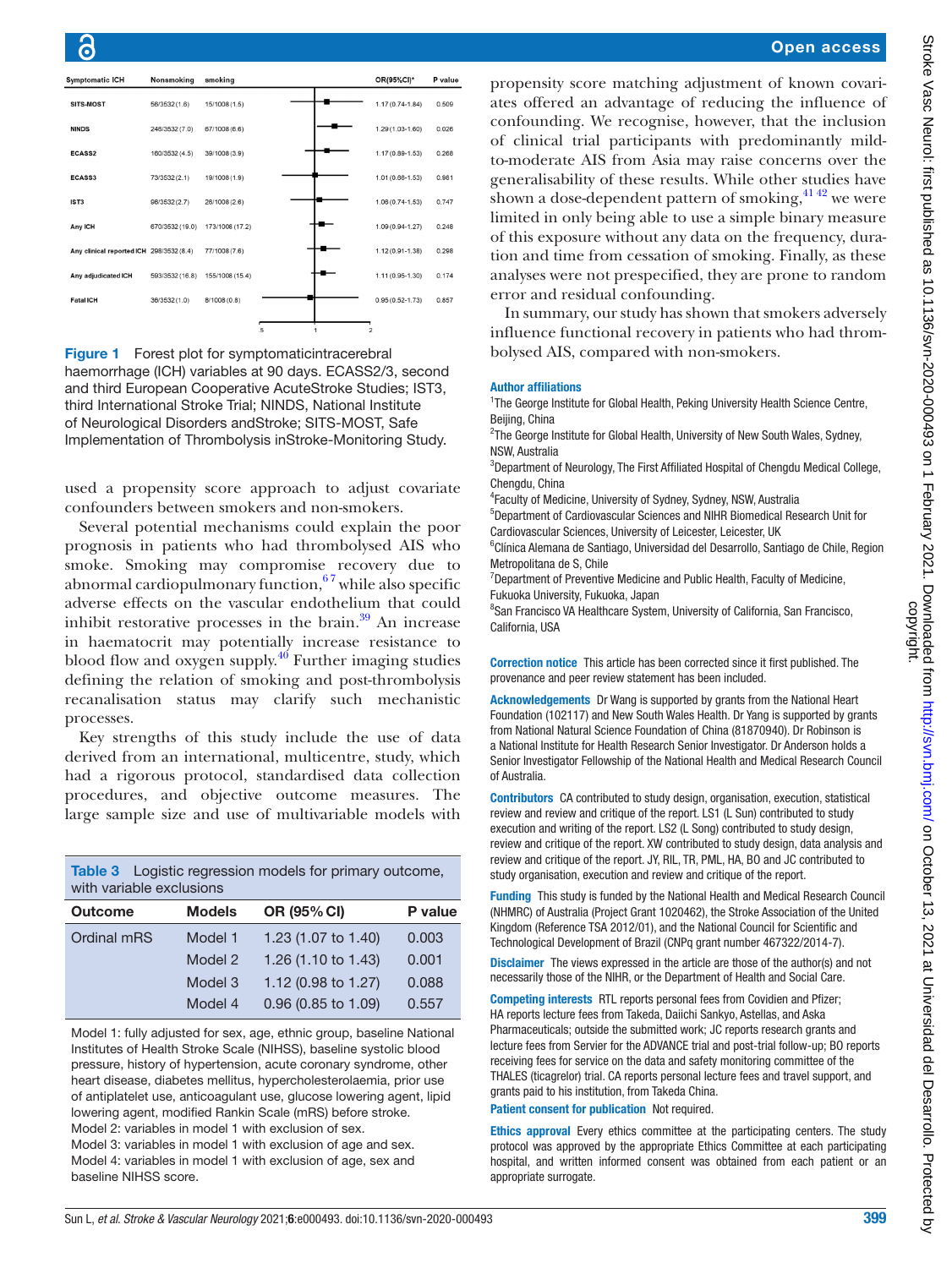| Symptomatic ICH | Nonsmoking | smoking | OR(95%CI)* | P value |
|---|---|---|---|---|
| SITS-MOST | 58/3532 (1.6) | 15/1008 (1.5) | 1.17 (0.74-1.84) | 0.509 |
| NINDS | 246/3532 (7.0) | 67/1008 (6.6) | 1.29 (1.03-1.60) | 0.026 |
| ECASS2 | 160/3532 (4.5) | 39/1008 (3.9) | 1.17 (0.89-1.53) | 0.268 |
| ECASS3 | 73/3532 (2.1) | 19/1008 (1.9) | 1.01 (0.66-1.53) | 0.961 |
| IST3 | 96/3532 (2.7) | 26/1008 (2.6) | 1.06 (0.74-1.53) | 0.747 |
| Any ICH | 670/3532 (19.0) | 173/1008 (17.2) | 1.09 (0.94-1.27) | 0.248 |
| Any clinical reported ICH | 298/3532 (8.4) | 77/1008 (7.6) | 1.12 (0.91-1.38) | 0.298 |
| Any adjudicated ICH | 593/3532 (16.8) | 155/1008 (15.4) | 1.11 (0.95-1.30) | 0.174 |
| Fatal ICH | 36/3532 (1.0) | 8/1008 (0.8) | 0.95 (0.52-1.73) | 0.857 |

**Figure 1** Forest plot for symptomaticintracerebral haemorrhage (ICH) variables at 90 days. ECASS2/3, second and third European Cooperative AcuteStroke Studies; IST3, third International Stroke Trial; NINDS, National Institute of Neurological Disorders andStroke; SITS-MOST, Safe Implementation of Thrombolysis inStroke-Monitoring Study.

used a propensity score approach to adjust covariate confounders between smokers and non-smokers.

Several potential mechanisms could explain the poor prognosis in patients who had thrombolysed AIS who smoke. Smoking may compromise recovery due to abnormal cardiopulmonary function,[6 7] while also specific adverse effects on the vascular endothelium that could inhibit restorative processes in the brain.[39] An increase in haematocrit may potentially increase resistance to blood flow and oxygen supply.[40] Further imaging studies defining the relation of smoking and post-thrombolysis recanalisation status may clarify such mechanistic processes.

Key strengths of this study include the use of data derived from an international, multicentre, study, which had a rigorous protocol, standardised data collection procedures, and objective outcome measures. The large sample size and use of multivariable models with propensity score matching adjustment of known covariates offered an advantage of reducing the influence of confounding. We recognise, however, that the inclusion of clinical trial participants with predominantly mild-to-moderate AIS from Asia may raise concerns over the generalisability of these results. While other studies have shown a dose-dependent pattern of smoking,[41 42] we were limited in only being able to use a simple binary measure of this exposure without any data on the frequency, duration and time from cessation of smoking. Finally, as these analyses were not prespecified, they are prone to random error and residual confounding.

In summary, our study has shown that smokers adversely influence functional recovery in patients who had thrombolysed AIS, compared with non-smokers.

**Table 3** Logistic regression models for primary outcome, with variable exclusions

| Outcome | Models | OR (95% CI) | P value |
|---|---|---|---|
| Ordinal mRS | Model 1 | 1.23 (1.07 to 1.40) | 0.003 |
| | Model 2 | 1.26 (1.10 to 1.43) | 0.001 |
| | Model 3 | 1.12 (0.98 to 1.27) | 0.088 |
| | Model 4 | 0.96 (0.85 to 1.09) | 0.557 |

Model 1: fully adjusted for sex, age, ethnic group, baseline National Institutes of Health Stroke Scale (NIHSS), baseline systolic blood pressure, history of hypertension, acute coronary syndrome, other heart disease, diabetes mellitus, hypercholesterolaemia, prior use of antiplatelet use, anticoagulant use, glucose lowering agent, lipid lowering agent, modified Rankin Scale (mRS) before stroke.
Model 2: variables in model 1 with exclusion of sex.
Model 3: variables in model 1 with exclusion of age and sex.
Model 4: variables in model 1 with exclusion of age, sex and baseline NIHSS score.

#### Author affiliations

[1]The George Institute for Global Health, Peking University Health Science Centre, Beijing, China
[2]The George Institute for Global Health, University of New South Wales, Sydney, NSW, Australia
[3]Department of Neurology, The First Affiliated Hospital of Chengdu Medical College, Chengdu, China
[4]Faculty of Medicine, University of Sydney, Sydney, NSW, Australia
[5]Department of Cardiovascular Sciences and NIHR Biomedical Research Unit for Cardiovascular Sciences, University of Leicester, Leicester, UK
[6]Clínica Alemana de Santiago, Universidad del Desarrollo, Santiago de Chile, Region Metropolitana de S, Chile
[7]Department of Preventive Medicine and Public Health, Faculty of Medicine, Fukuoka University, Fukuoka, Japan
[8]San Francisco VA Healthcare System, University of California, San Francisco, California, USA

**Correction notice** This article has been corrected since it first published. The provenance and peer review statement has been included.

**Acknowledgements** Dr Wang is supported by grants from the National Heart Foundation (102117) and New South Wales Health. Dr Yang is supported by grants from National Natural Science Foundation of China (81870940). Dr Robinson is a National Institute for Health Research Senior Investigator. Dr Anderson holds a Senior Investigator Fellowship of the National Health and Medical Research Council of Australia.

**Contributors** CA contributed to study design, organisation, execution, statistical review and review and critique of the report. LS1 (L Sun) contributed to study execution and writing of the report. LS2 (L Song) contributed to study design, review and critique of the report. XW contributed to study design, data analysis and review and critique of the report. JY, RIL, TR, PML, HA, BO and JC contributed to study organisation, execution and review and critique of the report.

**Funding** This study is funded by the National Health and Medical Research Council (NHMRC) of Australia (Project Grant 1020462), the Stroke Association of the United Kingdom (Reference TSA 2012/01), and the National Council for Scientific and Technological Development of Brazil (CNPq grant number 467322/2014-7).

**Disclaimer** The views expressed in the article are those of the author(s) and not necessarily those of the NIHR, or the Department of Health and Social Care.

**Competing interests** RTL reports personal fees from Covidien and Pfizer; HA reports lecture fees from Takeda, Daiichi Sankyo, Astellas, and Aska Pharmaceuticals; outside the submitted work; JC reports research grants and lecture fees from Servier for the ADVANCE trial and post-trial follow-up; BO reports receiving fees for service on the data and safety monitoring committee of the THALES (ticagrelor) trial. CA reports personal lecture fees and travel support, and grants paid to his institution, from Takeda China.

**Patient consent for publication** Not required.

**Ethics approval** Every ethics committee at the participating centers. The study protocol was approved by the appropriate Ethics Committee at each participating hospital, and written informed consent was obtained from each patient or an appropriate surrogate.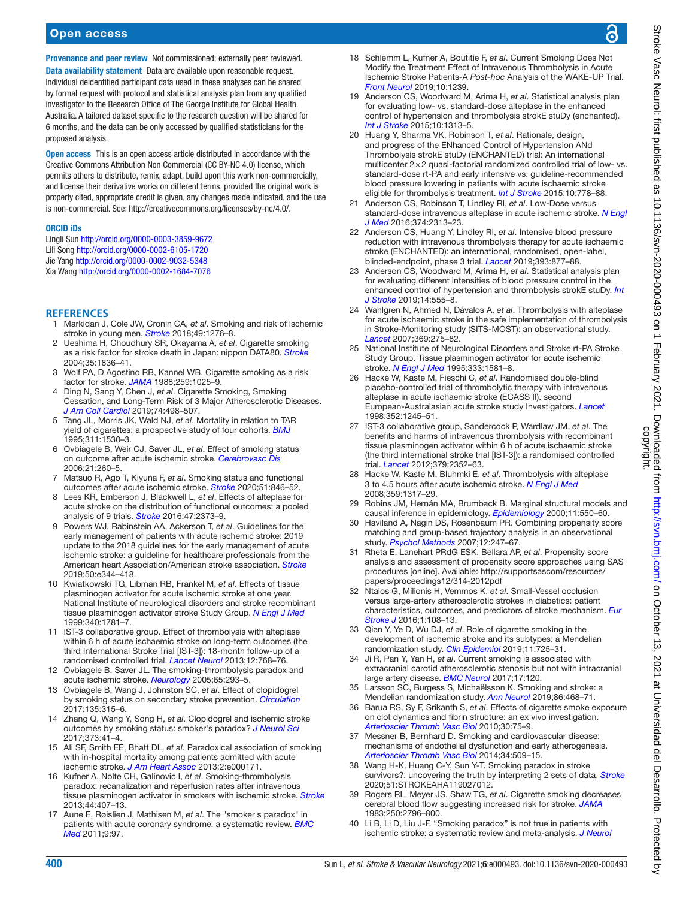**Provenance and peer review** Not commissioned; externally peer reviewed.

**Data availability statement** Data are available upon reasonable request. Individual deidentified participant data used in these analyses can be shared by formal request with protocol and statistical analysis plan from any qualified investigator to the Research Office of The George Institute for Global Health, Australia. A tailored dataset specific to the research question will be shared for 6 months, and the data can be only accessed by qualified statisticians for the proposed analysis.

**Open access** This is an open access article distributed in accordance with the Creative Commons Attribution Non Commercial (CC BY-NC 4.0) license, which permits others to distribute, remix, adapt, build upon this work non-commercially, and license their derivative works on different terms, provided the original work is properly cited, appropriate credit is given, any changes made indicated, and the use is non-commercial. See: http://creativecommons.org/licenses/by-nc/4.0/.

**ORCID iDs**

Lingli Sun http://orcid.org/0000-0003-3859-9672
Lili Song http://orcid.org/0000-0002-6105-1720
Jie Yang http://orcid.org/0000-0002-9032-5348
Xia Wang http://orcid.org/0000-0002-1684-7076

## REFERENCES

1. Markidan J, Cole JW, Cronin CA, *et al*. Smoking and risk of ischemic stroke in young men. *Stroke* 2018;49:1276–8.
2. Ueshima H, Choudhury SR, Okayama A, *et al*. Cigarette smoking as a risk factor for stroke death in Japan: nippon DATA80. *Stroke* 2004;35:1836–41.
3. Wolf PA, D'Agostino RB, Kannel WB. Cigarette smoking as a risk factor for stroke. *JAMA* 1988;259:1025–9.
4. Ding N, Sang Y, Chen J, *et al*. Cigarette Smoking, Smoking Cessation, and Long-Term Risk of 3 Major Atherosclerotic Diseases. *J Am Coll Cardiol* 2019;74:498–507.
5. Tang JL, Morris JK, Wald NJ, *et al*. Mortality in relation to TAR yield of cigarettes: a prospective study of four cohorts. *BMJ* 1995;311:1530–3.
6. Ovbiagele B, Weir CJ, Saver JL, *et al*. Effect of smoking status on outcome after acute ischemic stroke. *Cerebrovasc Dis* 2006;21:260–5.
7. Matsuo R, Ago T, Kiyuna F, *et al*. Smoking status and functional outcomes after acute ischemic stroke. *Stroke* 2020;51:846–52.
8. Lees KR, Emberson J, Blackwell L, *et al*. Effects of alteplase for acute stroke on the distribution of functional outcomes: a pooled analysis of 9 trials. *Stroke* 2016;47:2373–9.
9. Powers WJ, Rabinstein AA, Ackerson T, *et al*. Guidelines for the early management of patients with acute ischemic stroke: 2019 update to the 2018 guidelines for the early management of acute ischemic stroke: a guideline for healthcare professionals from the American heart Association/American stroke association. *Stroke* 2019;50:e344–418.
10. Kwiatkowski TG, Libman RB, Frankel M, *et al*. Effects of tissue plasminogen activator for acute ischemic stroke at one year. National Institute of neurological disorders and stroke recombinant tissue plasminogen activator stroke Study Group. *N Engl J Med* 1999;340:1781–7.
11. IST-3 collaborative group. Effect of thrombolysis with alteplase within 6 h of acute ischaemic stroke on long-term outcomes (the third International Stroke Trial [IST-3]): 18-month follow-up of a randomised controlled trial. *Lancet Neurol* 2013;12:768–76.
12. Ovbiagele B, Saver JL. The smoking-thrombolysis paradox and acute ischemic stroke. *Neurology* 2005;65:293–5.
13. Ovbiagele B, Wang J, Johnston SC, *et al*. Effect of clopidogrel by smoking status on secondary stroke prevention. *Circulation* 2017;135:315–6.
14. Zhang Q, Wang Y, Song H, *et al*. Clopidogrel and ischemic stroke outcomes by smoking status: smoker's paradox? *J Neurol Sci* 2017;373:41–4.
15. Ali SF, Smith EE, Bhatt DL, *et al*. Paradoxical association of smoking with in-hospital mortality among patients admitted with acute ischemic stroke. *J Am Heart Assoc* 2013;2:e000171.
16. Kufner A, Nolte CH, Galinovic I, *et al*. Smoking-thrombolysis paradox: recanalization and reperfusion rates after intravenous tissue plasminogen activator in smokers with ischemic stroke. *Stroke* 2013;44:407–13.
17. Aune E, Røislien J, Mathisen M, *et al*. The "smoker's paradox" in patients with acute coronary syndrome: a systematic review. *BMC Med* 2011;9:97.
18. Schlemm L, Kufner A, Boutitie F, *et al*. Current Smoking Does Not Modify the Treatment Effect of Intravenous Thrombolysis in Acute Ischemic Stroke Patients-A *Post-hoc* Analysis of the WAKE-UP Trial. *Front Neurol* 2019;10:1239.
19. Anderson CS, Woodward M, Arima H, *et al*. Statistical analysis plan for evaluating low- vs. standard-dose alteplase in the enhanced control of hypertension and thrombolysis strokE stuDy (enchanted). *Int J Stroke* 2015;10:1313–5.
20. Huang Y, Sharma VK, Robinson T, *et al*. Rationale, design, and progress of the ENhanced Control of Hypertension ANd Thrombolysis strokE stuDy (ENCHANTED) trial: An international multicenter 2×2 quasi-factorial randomized controlled trial of low- vs. standard-dose rt-PA and early intensive vs. guideline-recommended blood pressure lowering in patients with acute ischaemic stroke eligible for thrombolysis treatment. *Int J Stroke* 2015;10:778–88.
21. Anderson CS, Robinson T, Lindley RI, *et al*. Low-Dose versus standard-dose intravenous alteplase in acute ischemic stroke. *N Engl J Med* 2016;374:2313–23.
22. Anderson CS, Huang Y, Lindley RI, *et al*. Intensive blood pressure reduction with intravenous thrombolysis therapy for acute ischaemic stroke (ENCHANTED): an international, randomised, open-label, blinded-endpoint, phase 3 trial. *Lancet* 2019;393:877–88.
23. Anderson CS, Woodward M, Arima H, *et al*. Statistical analysis plan for evaluating different intensities of blood pressure control in the enhanced control of hypertension and thrombolysis strokE stuDy. *Int J Stroke* 2019;14:555–8.
24. Wahlgren N, Ahmed N, Dávalos A, *et al*. Thrombolysis with alteplase for acute ischaemic stroke in the safe implementation of thrombolysis in Stroke-Monitoring study (SITS-MOST): an observational study. *Lancet* 2007;369:275–82.
25. National Institute of Neurological Disorders and Stroke rt-PA Stroke Study Group. Tissue plasminogen activator for acute ischemic stroke. *N Engl J Med* 1995;333:1581–8.
26. Hacke W, Kaste M, Fieschi C, *et al*. Randomised double-blind placebo-controlled trial of thrombolytic therapy with intravenous alteplase in acute ischaemic stroke (ECASS II). second European-Australasian acute stroke study Investigators. *Lancet* 1998;352:1245–51.
27. IST-3 collaborative group, Sandercock P, Wardlaw JM, *et al*. The benefits and harms of intravenous thrombolysis with recombinant tissue plasminogen activator within 6 h of acute ischaemic stroke (the third international stroke trial [IST-3]): a randomised controlled trial. *Lancet* 2012;379:2352–63.
28. Hacke W, Kaste M, Bluhmki E, *et al*. Thrombolysis with alteplase 3 to 4.5 hours after acute ischemic stroke. *N Engl J Med* 2008;359:1317–29.
29. Robins JM, Hernán MA, Brumback B. Marginal structural models and causal inference in epidemiology. *Epidemiology* 2000;11:550–60.
30. Haviland A, Nagin DS, Rosenbaum PR. Combining propensity score matching and group-based trajectory analysis in an observational study. *Psychol Methods* 2007;12:247–67.
31. Rheta E, Lanehart PRdG ESK, Bellara AP, *et al*. Propensity score analysis and assessment of propensity score approaches using SAS procedures [online]. Available: http://supportsascom/resources/papers/proceedings12/314-2012pdf
32. Ntaios G, Milionis H, Vemmos K, *et al*. Small-Vessel occlusion versus large-artery atherosclerotic strokes in diabetics: patient characteristics, outcomes, and predictors of stroke mechanism. *Eur Stroke J* 2016;1:108–13.
33. Qian Y, Ye D, Wu DJ, *et al*. Role of cigarette smoking in the development of ischemic stroke and its subtypes: a Mendelian randomization study. *Clin Epidemiol* 2019;11:725–31.
34. Ji R, Pan Y, Yan H, *et al*. Current smoking is associated with extracranial carotid atherosclerotic stenosis but not with intracranial large artery disease. *BMC Neurol* 2017;17:120.
35. Larsson SC, Burgess S, Michaëlsson K. Smoking and stroke: a Mendelian randomization study. *Ann Neurol* 2019;86:468–71.
36. Barua RS, Sy F, Srikanth S, *et al*. Effects of cigarette smoke exposure on clot dynamics and fibrin structure: an ex vivo investigation. *Arterioscler Thromb Vasc Biol* 2010;30:75–9.
37. Messner B, Bernhard D. Smoking and cardiovascular disease: mechanisms of endothelial dysfunction and early atherogenesis. *Arterioscler Thromb Vasc Biol* 2014;34:509–15.
38. Wang H-K, Huang C-Y, Sun Y-T. Smoking paradox in stroke survivors?: uncovering the truth by interpreting 2 sets of data. *Stroke* 2020;51:STROKEAHA119027012.
39. Rogers RL, Meyer JS, Shaw TG, *et al*. Cigarette smoking decreases cerebral blood flow suggesting increased risk for stroke. *JAMA* 1983;250:2796–800.
40. Li B, Li D, Liu J-F. "Smoking paradox" is not true in patients with ischemic stroke: a systematic review and meta-analysis. *J Neurol*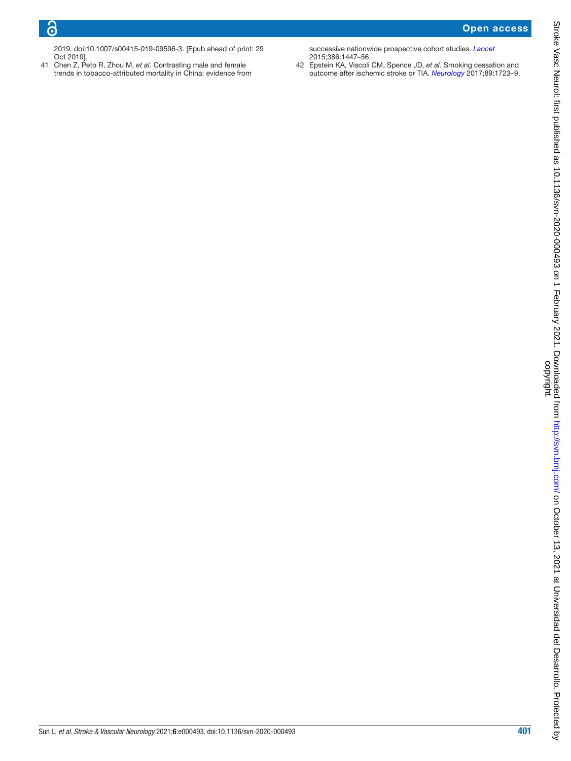2019. doi:10.1007/s00415-019-09596-3. [Epub ahead of print: 29 Oct 2019].

41 Chen Z, Peto R, Zhou M, *et al*. Contrasting male and female trends in tobacco-attributed mortality in China: evidence from successive nationwide prospective cohort studies. *Lancet* 2015;386:1447–56.

42 Epstein KA, Viscoli CM, Spence JD, *et al*. Smoking cessation and outcome after ischemic stroke or TIA. *Neurology* 2017;89:1723–9.